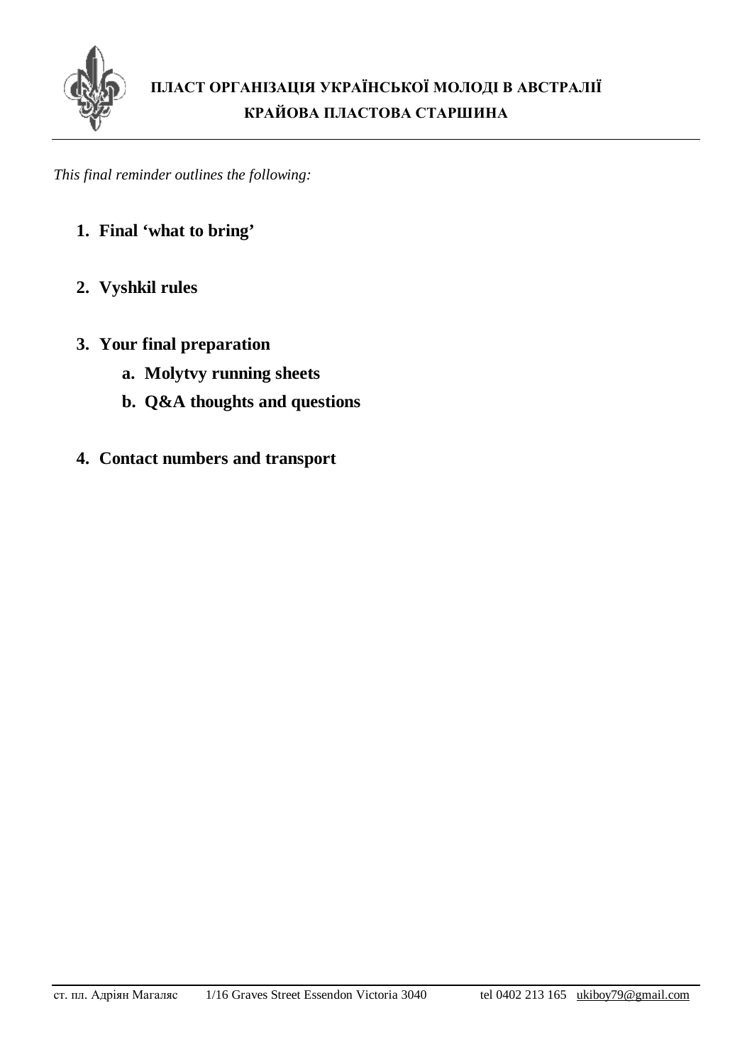**ПЛАСТ ОРГАНІЗАЦІЯ УКРАЇНСЬКОЇ МОЛОДІ В АВСТРАЛІЇ**

**КРАЙОВА ПЛАСТОВА СТАРШИНА**

*This final reminder outlines the following:*

1. **Final 'what to bring'**

2. **Vyshkil rules**

3. **Your final preparation**
    a. **Molytvy running sheets**
    b. **Q&A thoughts and questions**

4. **Contact numbers and transport**

ст. пл. Адріян Магаляс 1/16 Graves Street Essendon Victoria 3040 tel 0402 213 165 ukiboy79@gmail.com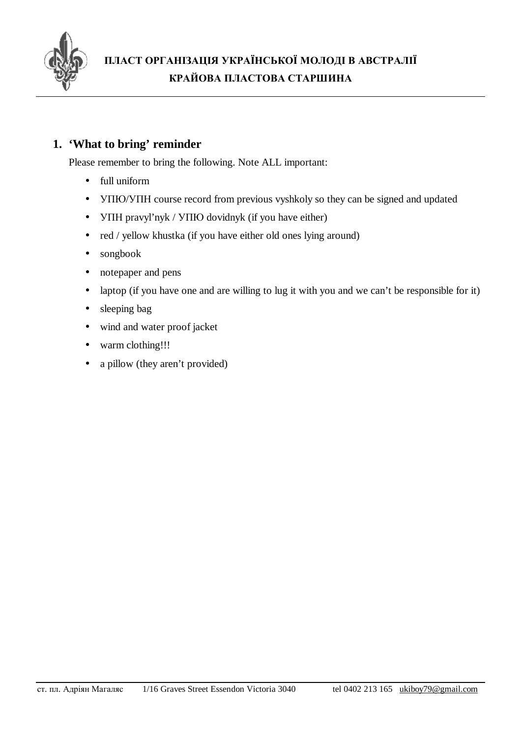## 1. 'What to bring' reminder

Please remember to bring the following. Note ALL important:

- full uniform
- УПЮ/УПН course record from previous vyshkoly so they can be signed and updated
- УПН pravyl'nyk / УПЮ dovidnyk (if you have either)
- red / yellow khustka (if you have either old ones lying around)
- songbook
- notepaper and pens
- laptop (if you have one and are willing to lug it with you and we can't be responsible for it)
- sleeping bag
- wind and water proof jacket
- warm clothing!!!
- a pillow (they aren't provided)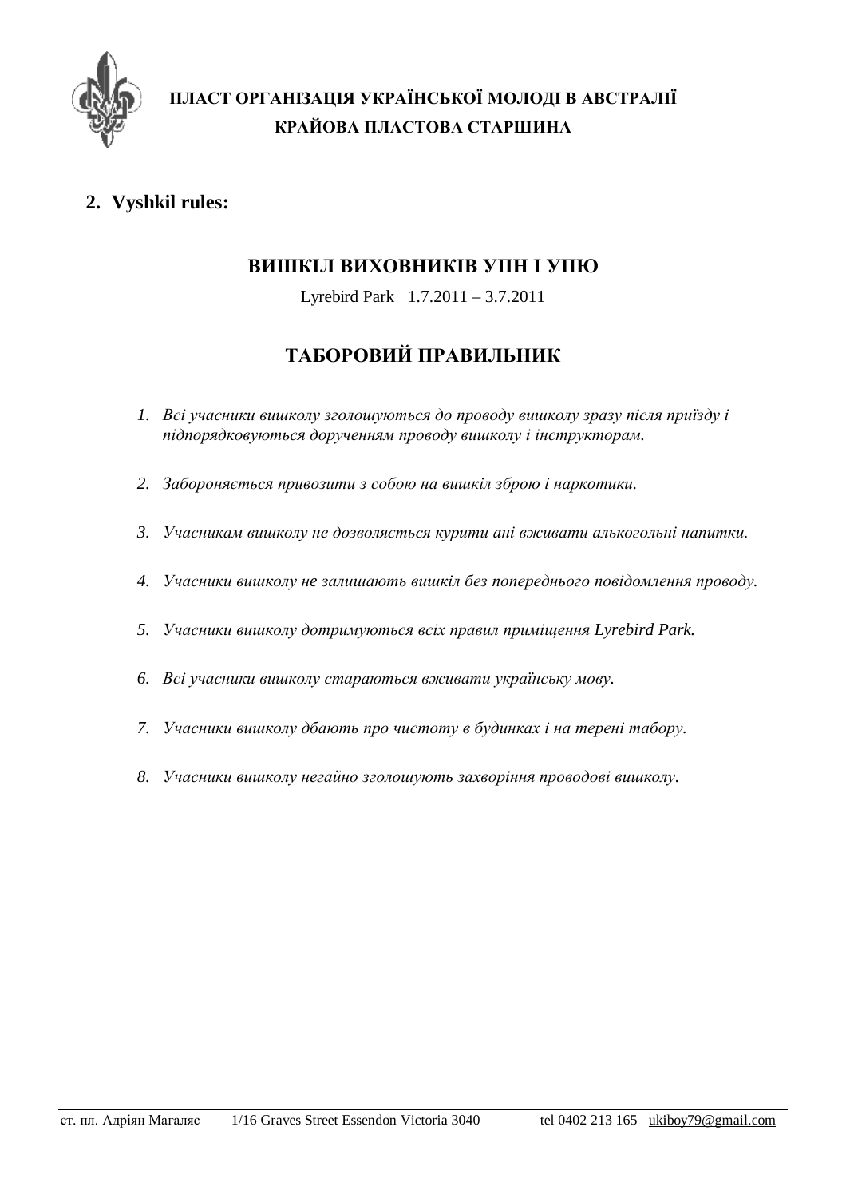**ПЛАСТ ОРГАНІЗАЦІЯ УКРАЇНСЬКОЇ МОЛОДІ В АВСТРАЛІЇ**

**КРАЙОВА ПЛАСТОВА СТАРШИНА**

## 2. Vyshkil rules:

### ВИШКІЛ ВИХОВНИКІВ УПН І УПЮ

Lyrebird Park 1.7.2011 – 3.7.2011

### ТАБОРОВИЙ ПРАВИЛЬНИК

1. *Всі учасники вишколу зголошуються до проводу вишколу зразу після приїзду і підпорядковуються дорученням проводу вишколу і інструкторам.*
2. *Забороняється привозити з собою на вишкіл зброю і наркотики.*
3. *Учасникам вишколу не дозволяється курити ані вживати алькогольні напитки.*
4. *Учасники вишколу не залишають вишкіл без попереднього повідомлення проводу.*
5. *Учасники вишколу дотримуються всіх правил приміщення Lyrebird Park.*
6. *Всі учасники вишколу стараються вживати українську мову.*
7. *Учасники вишколу дбають про чистоту в будинках і на терені табору.*
8. *Учасники вишколу негайно зголошують захворіння проводові вишколу.*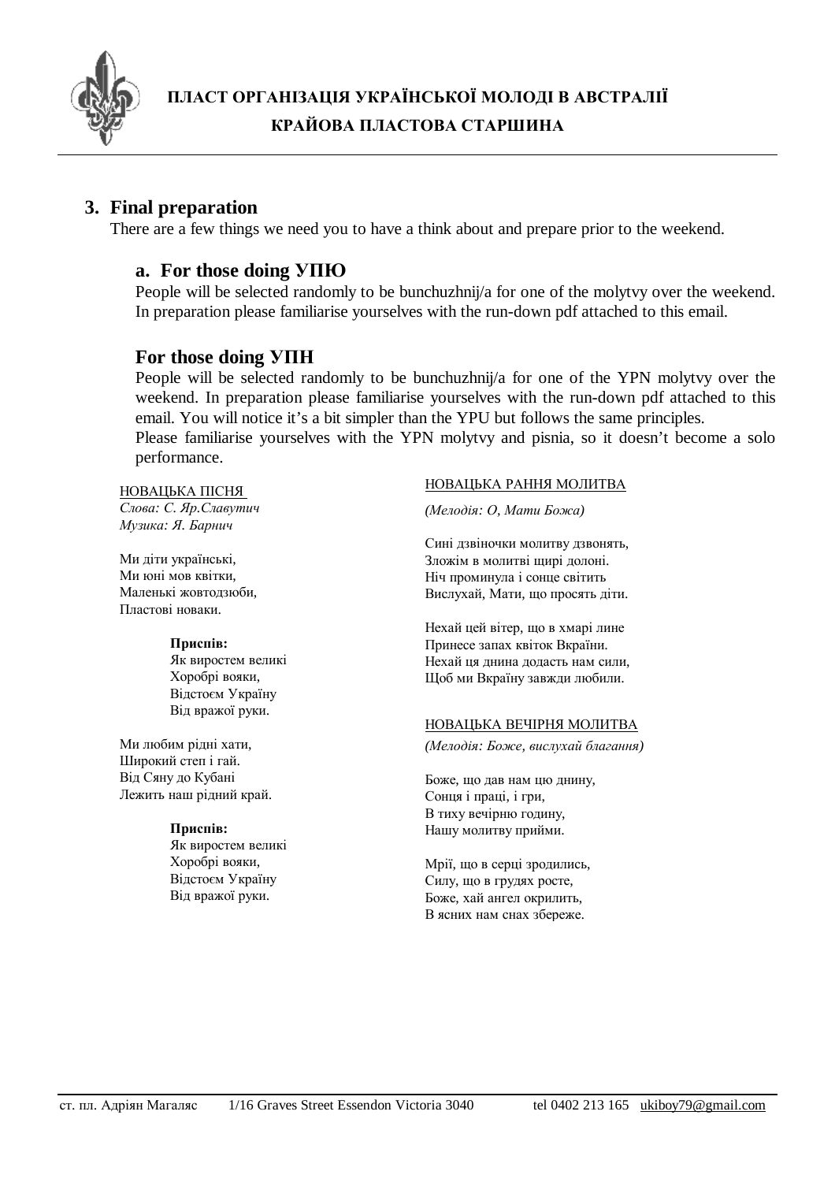**ПЛАСТ ОРГАНІЗАЦІЯ УКРАЇНСЬКОЇ МОЛОДІ В АВСТРАЛІЇ**

**КРАЙОВА ПЛАСТОВА СТАРШИНА**

## 3. Final preparation

There are a few things we need you to have a think about and prepare prior to the weekend.

### a. For those doing УПЮ

People will be selected randomly to be bunchuzhnij/a for one of the molytvy over the weekend. In preparation please familiarise yourselves with the run-down pdf attached to this email.

### For those doing УПН

People will be selected randomly to be bunchuzhnij/a for one of the YPN molytvy over the weekend. In preparation please familiarise yourselves with the run-down pdf attached to this email. You will notice it's a bit simpler than the YPU but follows the same principles.

Please familiarise yourselves with the YPN molytvy and pisnia, so it doesn't become a solo performance.

НОВАЦЬКА ПІСНЯ

*Слова: С. Яр.Славутич*
*Музика: Я. Барнич*

Ми діти українські,
Ми юні мов квітки,
Маленькі жовтодзюби,
Пластові новаки.

**Приспів:**
Як виростем великі
Хоробрі вояки,
Відстоєм Україну
Від вражої руки.

Ми любим рідні хати,
Широкий степ і гай.
Від Сяну до Кубані
Лежить наш рідний край.

**Приспів:**
Як виростем великі
Хоробрі вояки,
Відстоєм Україну
Від вражої руки.

НОВАЦЬКА РАННЯ МОЛИТВА

*(Мелодія: О, Мати Божа)*

Сині дзвіночки молитву дзвонять,
Зложім в молитві щирі долоні.
Ніч проминула і сонце світить
Вислухай, Мати, що просять діти.

Нехай цей вітер, що в хмарі лине
Принесе запах квіток Вкраїни.
Нехай ця днина додасть нам сили,
Щоб ми Вкраїну завжди любили.

НОВАЦЬКА ВЕЧІРНЯ МОЛИТВА

*(Мелодія: Боже, вислухай благання)*

Боже, що дав нам цю днину,
Сонця і праці, і гри,
В тиху вечірню годину,
Нашу молитву прийми.

Мрії, що в серці зродились,
Силу, що в грудях росте,
Боже, хай ангел окрилить,
В ясних нам снах збереже.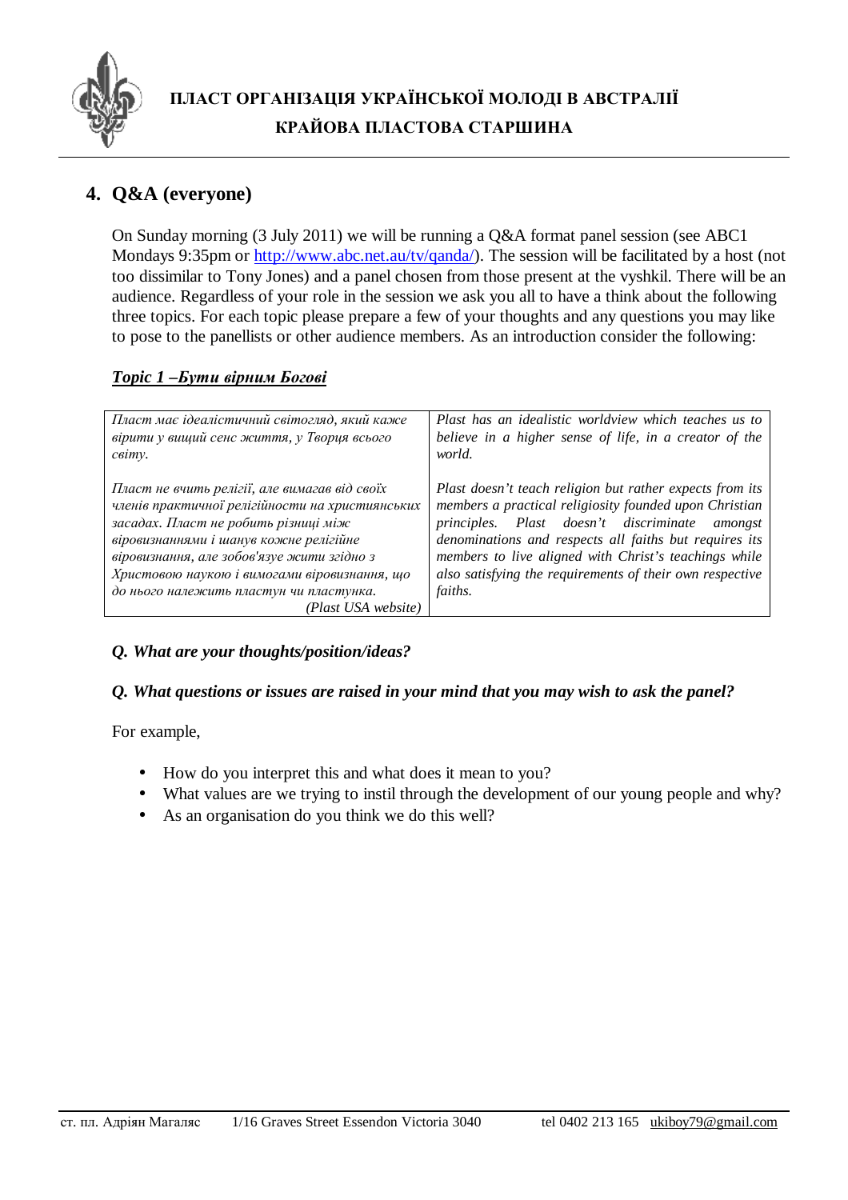## 4. Q&A (everyone)

On Sunday morning (3 July 2011) we will be running a Q&A format panel session (see ABC1 Mondays 9:35pm or http://www.abc.net.au/tv/qanda/). The session will be facilitated by a host (not too dissimilar to Tony Jones) and a panel chosen from those present at the vyshkil. There will be an audience. Regardless of your role in the session we ask you all to have a think about the following three topics. For each topic please prepare a few of your thoughts and any questions you may like to pose to the panellists or other audience members. As an introduction consider the following:

***Topic 1 –Бути вірним Богові***

| | |
|---|---|
| *Пласт має ідеалістичний світогляд, який каже вірити у вищий сенс життя, у Творця всього світу.*<br><br>*Пласт не вчить релігії, але вимагав від своїх членів практичної релігійности на християнських засадах. Пласт не робить різниці між віровизнаннями і шанув кожне релігійне віровизнання, але зобов'язує жити згідно з Христовою наукою і вимогами віровизнання, що до нього належить пластун чи пластунка.*<br>*(Plast USA website)* | *Plast has an idealistic worldview which teaches us to believe in a higher sense of life, in a creator of the world.*<br><br>*Plast doesn't teach religion but rather expects from its members a practical religiosity founded upon Christian principles. Plast doesn't discriminate amongst denominations and respects all faiths but requires its members to live aligned with Christ's teachings while also satisfying the requirements of their own respective faiths.* |

***Q. What are your thoughts/position/ideas?***

***Q. What questions or issues are raised in your mind that you may wish to ask the panel?***

For example,

- How do you interpret this and what does it mean to you?
- What values are we trying to instil through the development of our young people and why?
- As an organisation do you think we do this well?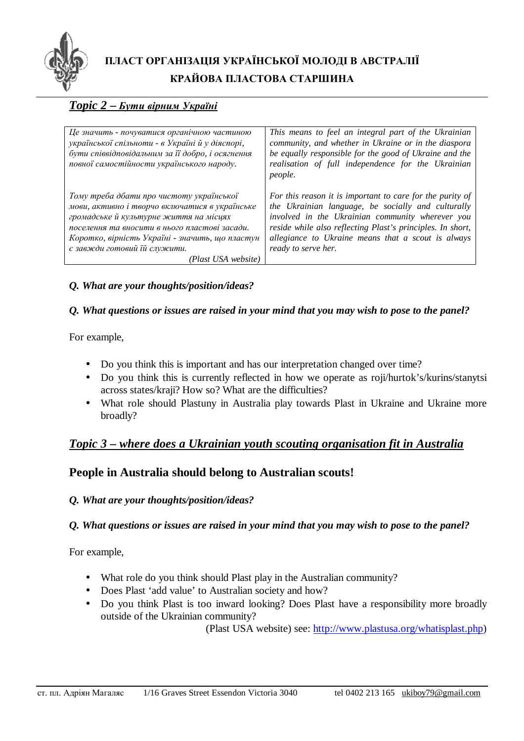**ПЛАСТ ОРГАНІЗАЦІЯ УКРАЇНСЬКОЇ МОЛОДІ В АВСТРАЛІЇ**

**КРАЙОВА ПЛАСТОВА СТАРШИНА**

## *Topic 2 – Бути вірним Україні*

| | |
|---|---|
| *Це значить - почуватися органічною частиною української спільноти - в Україні й у діяспорі, бути співвідповідальним за її добро, і осягнення повної самостійности українського народу.* | *This means to feel an integral part of the Ukrainian community, and whether in Ukraine or in the diaspora be equally responsible for the good of Ukraine and the realisation of full independence for the Ukrainian people.* |
| *Тому треба дбати про чистоту української мови, активно і творчо включатися в українське громадське й культурне життя на місцях поселення та вносити в нього пластові засади. Коротко, вірність Україні - значить, що пластун є завжди готовий їй служити.* (Plast USA website) | *For this reason it is important to care for the purity of the Ukrainian language, be socially and culturally involved in the Ukrainian community wherever you reside while also reflecting Plast's principles. In short, allegiance to Ukraine means that a scout is always ready to serve her.* |

***Q. What are your thoughts/position/ideas?***

***Q. What questions or issues are raised in your mind that you may wish to pose to the panel?***

For example,

- Do you think this is important and has our interpretation changed over time?
- Do you think this is currently reflected in how we operate as roji/hurtok's/kurins/stanytsi across states/kraji? How so? What are the difficulties?
- What role should Plastuny in Australia play towards Plast in Ukraine and Ukraine more broadly?

## *Topic 3 – where does a Ukrainian youth scouting organisation fit in Australia*

### People in Australia should belong to Australian scouts!

***Q. What are your thoughts/position/ideas?***

***Q. What questions or issues are raised in your mind that you may wish to pose to the panel?***

For example,

- What role do you think should Plast play in the Australian community?
- Does Plast 'add value' to Australian society and how?
- Do you think Plast is too inward looking? Does Plast have a responsibility more broadly outside of the Ukrainian community?

(Plast USA website) see: [http://www.plastusa.org/whatisplast.php](http://www.plastusa.org/whatisplast.php))

ст. пл. Адріян Магаляс 1/16 Graves Street Essendon Victoria 3040 tel 0402 213 165 ukiboy79@gmail.com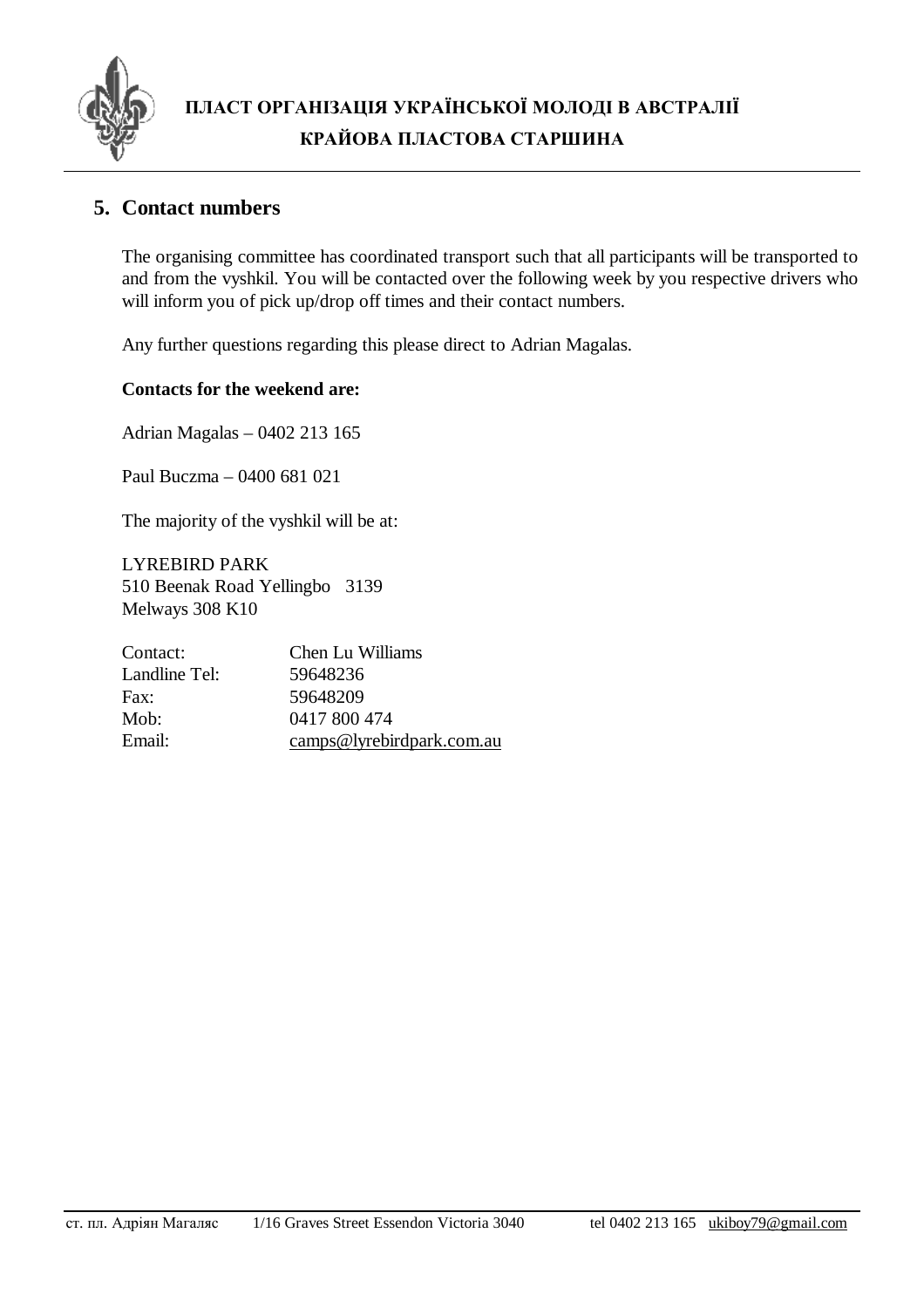## 5. Contact numbers

The organising committee has coordinated transport such that all participants will be transported to and from the vyshkil. You will be contacted over the following week by you respective drivers who will inform you of pick up/drop off times and their contact numbers.

Any further questions regarding this please direct to Adrian Magalas.

**Contacts for the weekend are:**

Adrian Magalas – 0402 213 165

Paul Buczma – 0400 681 021

The majority of the vyshkil will be at:

LYREBIRD PARK
510 Beenak Road Yellingbo 3139
Melways 308 K10

| | |
|---|---|
| Contact: | Chen Lu Williams |
| Landline Tel: | 59648236 |
| Fax: | 59648209 |
| Mob: | 0417 800 474 |
| Email: | camps@lyrebirdpark.com.au |